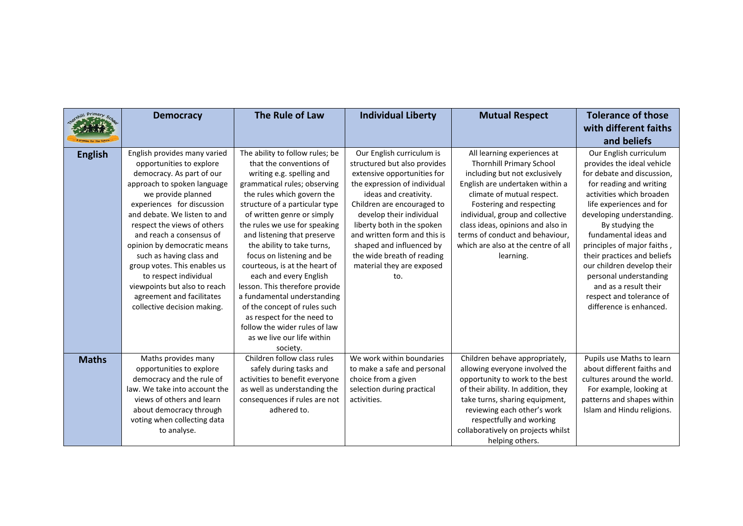| | Democracy | The Rule of Law | Individual Liberty | Mutual Respect | Tolerance of those with different faiths and beliefs |
|---|---|---|---|---|---|
| **English** | English provides many varied opportunities to explore democracy. As part of our approach to spoken language we provide planned experiences for discussion and debate. We listen to and respect the views of others and reach a consensus of opinion by democratic means such as having class and group votes. This enables us to respect individual viewpoints but also to reach agreement and facilitates collective decision making. | The ability to follow rules; be that the conventions of writing e.g. spelling and grammatical rules; observing the rules which govern the structure of a particular type of written genre or simply the rules we use for speaking and listening that preserve the ability to take turns, focus on listening and be courteous, is at the heart of each and every English lesson. This therefore provide a fundamental understanding of the concept of rules such as respect for the need to follow the wider rules of law as we live our life within society. | Our English curriculum is structured but also provides extensive opportunities for the expression of individual ideas and creativity. Children are encouraged to develop their individual liberty both in the spoken and written form and this is shaped and influenced by the wide breath of reading material they are exposed to. | All learning experiences at Thornhill Primary School including but not exclusively English are undertaken within a climate of mutual respect. Fostering and respecting individual, group and collective class ideas, opinions and also in terms of conduct and behaviour, which are also at the centre of all learning. | Our English curriculum provides the ideal vehicle for debate and discussion, for reading and writing activities which broaden life experiences and for developing understanding. By studying the fundamental ideas and principles of major faiths , their practices and beliefs our children develop their personal understanding and as a result their respect and tolerance of difference is enhanced. |
| **Maths** | Maths provides many opportunities to explore democracy and the rule of law. We take into account the views of others and learn about democracy through voting when collecting data to analyse. | Children follow class rules safely during tasks and activities to benefit everyone as well as understanding the consequences if rules are not adhered to. | We work within boundaries to make a safe and personal choice from a given selection during practical activities. | Children behave appropriately, allowing everyone involved the opportunity to work to the best of their ability. In addition, they take turns, sharing equipment, reviewing each other's work respectfully and working collaboratively on projects whilst helping others. | Pupils use Maths to learn about different faiths and cultures around the world. For example, looking at patterns and shapes within Islam and Hindu religions. |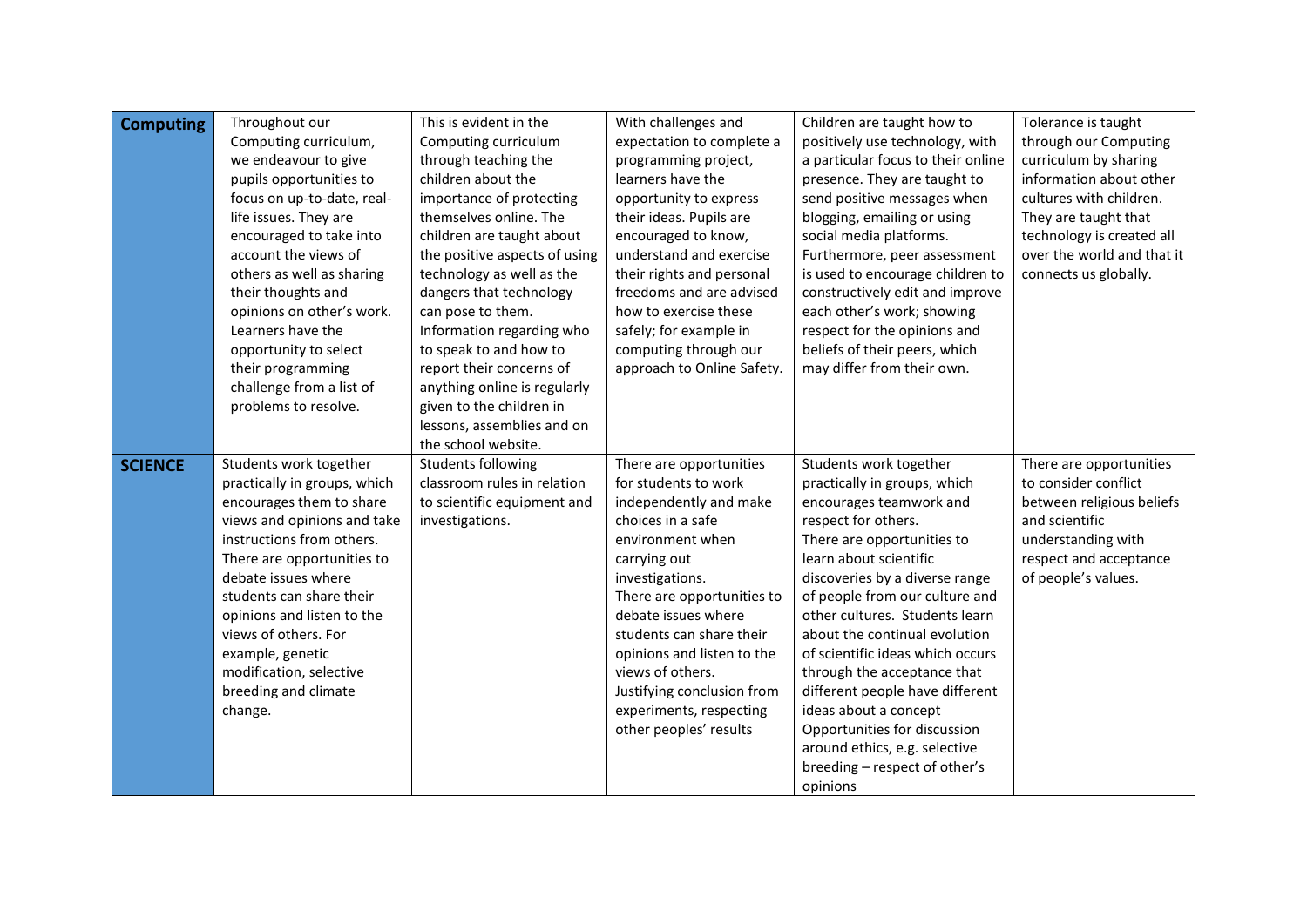| **Computing** | Throughout our Computing curriculum, we endeavour to give pupils opportunities to focus on up-to-date, real-life issues. They are encouraged to take into account the views of others as well as sharing their thoughts and opinions on other's work. Learners have the opportunity to select their programming challenge from a list of problems to resolve. | This is evident in the Computing curriculum through teaching the children about the importance of protecting themselves online. The children are taught about the positive aspects of using technology as well as the dangers that technology can pose to them. Information regarding who to speak to and how to report their concerns of anything online is regularly given to the children in lessons, assemblies and on the school website. | With challenges and expectation to complete a programming project, learners have the opportunity to express their ideas. Pupils are encouraged to know, understand and exercise their rights and personal freedoms and are advised how to exercise these safely; for example in computing through our approach to Online Safety. | Children are taught how to positively use technology, with a particular focus to their online presence. They are taught to send positive messages when blogging, emailing or using social media platforms. Furthermore, peer assessment is used to encourage children to constructively edit and improve each other's work; showing respect for the opinions and beliefs of their peers, which may differ from their own. | Tolerance is taught through our Computing curriculum by sharing information about other cultures with children. They are taught that technology is created all over the world and that it connects us globally. |
|---|---|---|---|---|---|
| **SCIENCE** | Students work together practically in groups, which encourages them to share views and opinions and take instructions from others. There are opportunities to debate issues where students can share their opinions and listen to the views of others. For example, genetic modification, selective breeding and climate change. | Students following classroom rules in relation to scientific equipment and investigations. | There are opportunities for students to work independently and make choices in a safe environment when carrying out investigations. There are opportunities to debate issues where students can share their opinions and listen to the views of others. Justifying conclusion from experiments, respecting other peoples' results | Students work together practically in groups, which encourages teamwork and respect for others. There are opportunities to learn about scientific discoveries by a diverse range of people from our culture and other cultures. Students learn about the continual evolution of scientific ideas which occurs through the acceptance that different people have different ideas about a concept Opportunities for discussion around ethics, e.g. selective breeding – respect of other's opinions | There are opportunities to consider conflict between religious beliefs and scientific understanding with respect and acceptance of people's values. |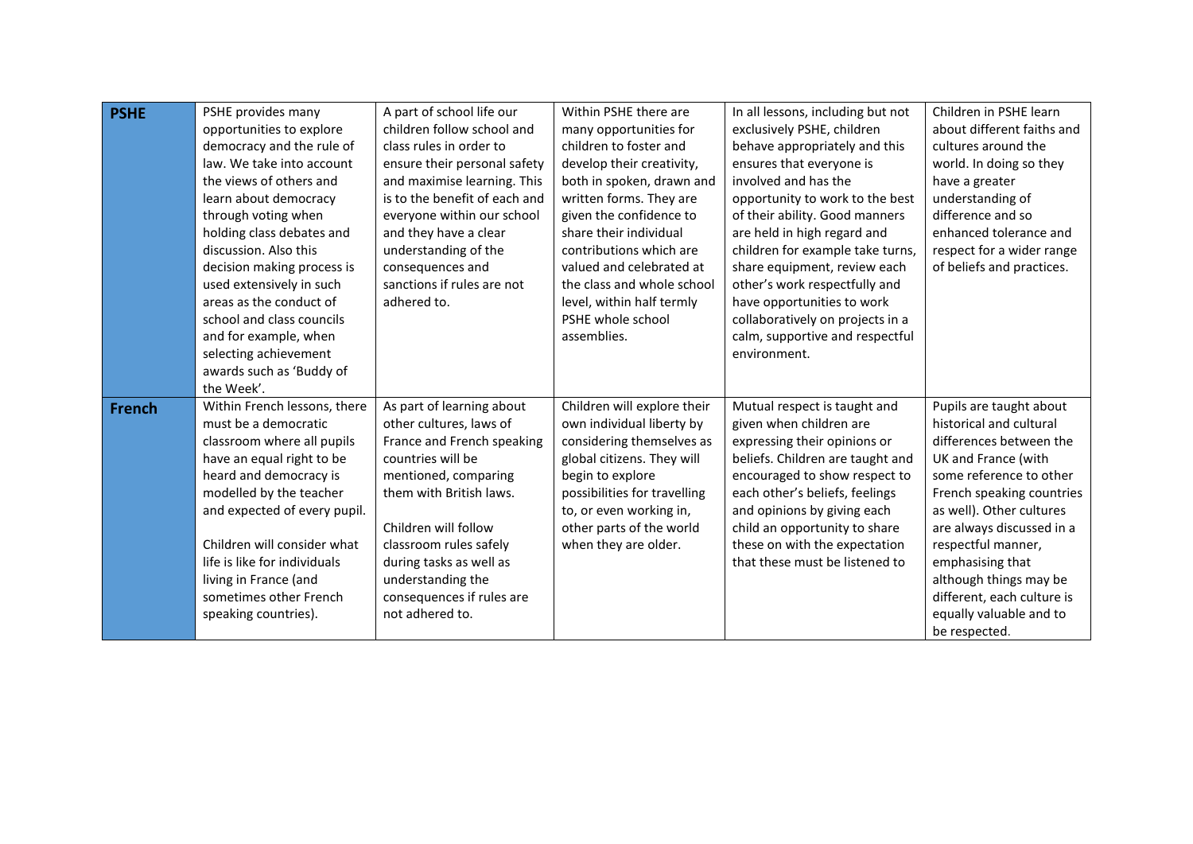| | | | | | |
|---|---|---|---|---|---|
| **PSHE** | PSHE provides many opportunities to explore democracy and the rule of law. We take into account the views of others and learn about democracy through voting when holding class debates and discussion. Also this decision making process is used extensively in such areas as the conduct of school and class councils and for example, when selecting achievement awards such as 'Buddy of the Week'. | A part of school life our children follow school and class rules in order to ensure their personal safety and maximise learning. This is to the benefit of each and everyone within our school and they have a clear understanding of the consequences and sanctions if rules are not adhered to. | Within PSHE there are many opportunities for children to foster and develop their creativity, both in spoken, drawn and written forms. They are given the confidence to share their individual contributions which are valued and celebrated at the class and whole school level, within half termly PSHE whole school assemblies. | In all lessons, including but not exclusively PSHE, children behave appropriately and this ensures that everyone is involved and has the opportunity to work to the best of their ability. Good manners are held in high regard and children for example take turns, share equipment, review each other's work respectfully and have opportunities to work collaboratively on projects in a calm, supportive and respectful environment. | Children in PSHE learn about different faiths and cultures around the world. In doing so they have a greater understanding of difference and so enhanced tolerance and respect for a wider range of beliefs and practices. |
| **French** | Within French lessons, there must be a democratic classroom where all pupils have an equal right to be heard and democracy is modelled by the teacher and expected of every pupil.<br><br>Children will consider what life is like for individuals living in France (and sometimes other French speaking countries). | As part of learning about other cultures, laws of France and French speaking countries will be mentioned, comparing them with British laws.<br><br>Children will follow classroom rules safely during tasks as well as understanding the consequences if rules are not adhered to. | Children will explore their own individual liberty by considering themselves as global citizens. They will begin to explore possibilities for travelling to, or even working in, other parts of the world when they are older. | Mutual respect is taught and given when children are expressing their opinions or beliefs. Children are taught and encouraged to show respect to each other's beliefs, feelings and opinions by giving each child an opportunity to share these on with the expectation that these must be listened to | Pupils are taught about historical and cultural differences between the UK and France (with some reference to other French speaking countries as well). Other cultures are always discussed in a respectful manner, emphasising that although things may be different, each culture is equally valuable and to be respected. |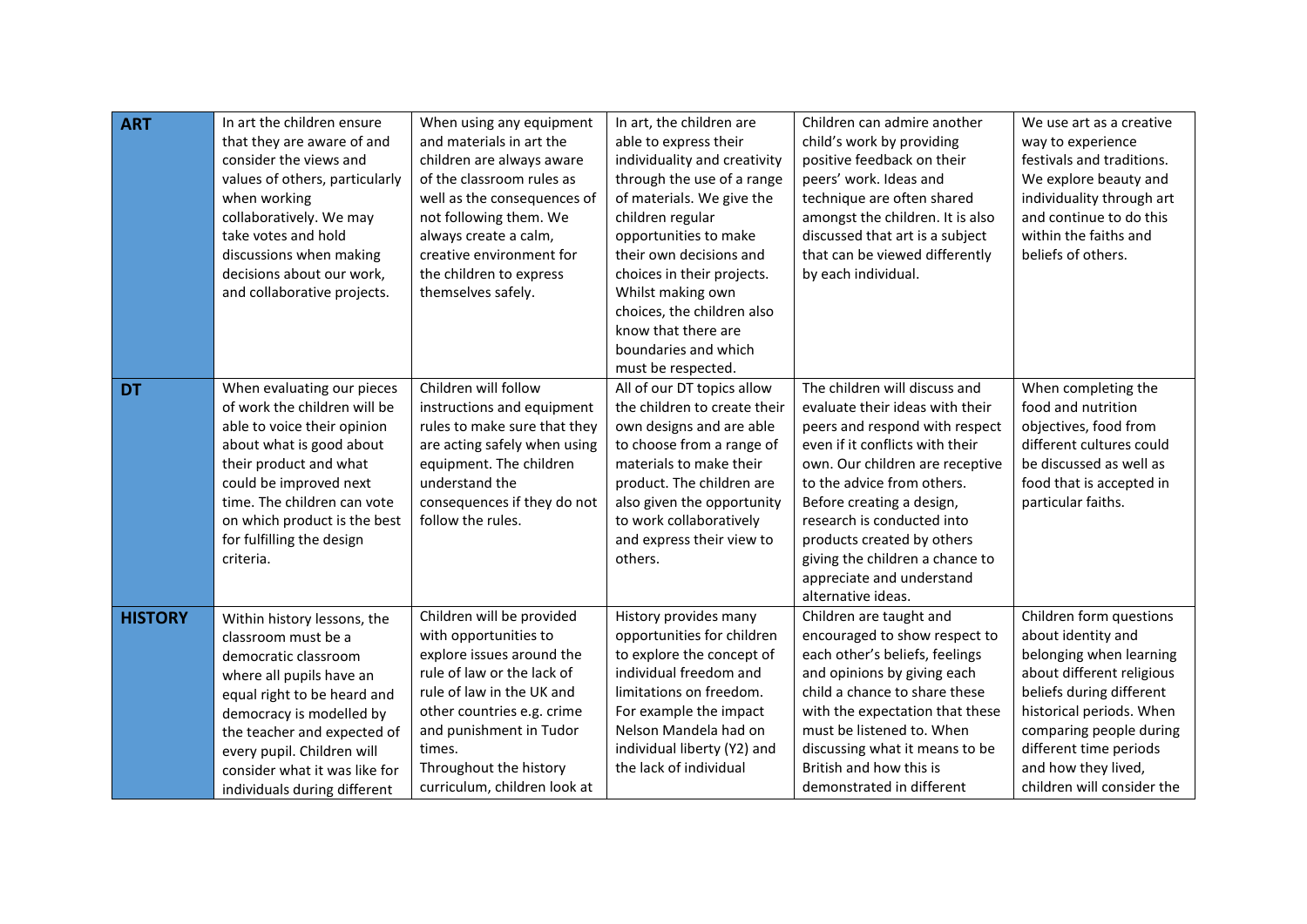| | | | | | |
|---|---|---|---|---|---|
| **ART** | In art the children ensure that they are aware of and consider the views and values of others, particularly when working collaboratively. We may take votes and hold discussions when making decisions about our work, and collaborative projects. | When using any equipment and materials in art the children are always aware of the classroom rules as well as the consequences of not following them. We always create a calm, creative environment for the children to express themselves safely. | In art, the children are able to express their individuality and creativity through the use of a range of materials. We give the children regular opportunities to make their own decisions and choices in their projects. Whilst making own choices, the children also know that there are boundaries and which must be respected. | Children can admire another child's work by providing positive feedback on their peers' work. Ideas and technique are often shared amongst the children. It is also discussed that art is a subject that can be viewed differently by each individual. | We use art as a creative way to experience festivals and traditions. We explore beauty and individuality through art and continue to do this within the faiths and beliefs of others. |
| **DT** | When evaluating our pieces of work the children will be able to voice their opinion about what is good about their product and what could be improved next time. The children can vote on which product is the best for fulfilling the design criteria. | Children will follow instructions and equipment rules to make sure that they are acting safely when using equipment. The children understand the consequences if they do not follow the rules. | All of our DT topics allow the children to create their own designs and are able to choose from a range of materials to make their product. The children are also given the opportunity to work collaboratively and express their view to others. | The children will discuss and evaluate their ideas with their peers and respond with respect even if it conflicts with their own. Our children are receptive to the advice from others. Before creating a design, research is conducted into products created by others giving the children a chance to appreciate and understand alternative ideas. | When completing the food and nutrition objectives, food from different cultures could be discussed as well as food that is accepted in particular faiths. |
| **HISTORY** | Within history lessons, the classroom must be a democratic classroom where all pupils have an equal right to be heard and democracy is modelled by the teacher and expected of every pupil. Children will consider what it was like for individuals during different | Children will be provided with opportunities to explore issues around the rule of law or the lack of rule of law in the UK and other countries e.g. crime and punishment in Tudor times. Throughout the history curriculum, children look at | History provides many opportunities for children to explore the concept of individual freedom and limitations on freedom. For example the impact Nelson Mandela had on individual liberty (Y2) and the lack of individual | Children are taught and encouraged to show respect to each other's beliefs, feelings and opinions by giving each child a chance to share these with the expectation that these must be listened to. When discussing what it means to be British and how this is demonstrated in different | Children form questions about identity and belonging when learning about different religious beliefs during different historical periods. When comparing people during different time periods and how they lived, children will consider the |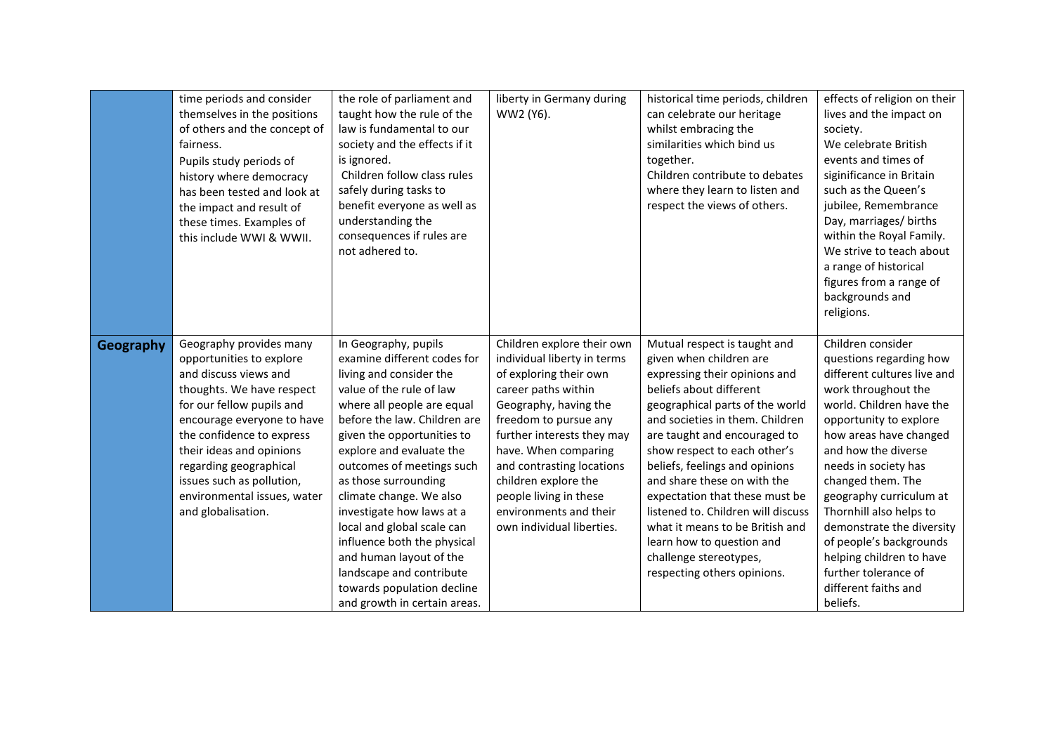| | | | | | |
|---|---|---|---|---|---|
| | time periods and consider themselves in the positions of others and the concept of fairness. Pupils study periods of history where democracy has been tested and look at the impact and result of these times. Examples of this include WWI & WWII. | the role of parliament and taught how the rule of the law is fundamental to our society and the effects if it is ignored. Children follow class rules safely during tasks to benefit everyone as well as understanding the consequences if rules are not adhered to. | liberty in Germany during WW2 (Y6). | historical time periods, children can celebrate our heritage whilst embracing the similarities which bind us together. Children contribute to debates where they learn to listen and respect the views of others. | effects of religion on their lives and the impact on society. We celebrate British events and times of siginificance in Britain such as the Queen's jubilee, Remembrance Day, marriages/ births within the Royal Family. We strive to teach about a range of historical figures from a range of backgrounds and religions. |
| **Geography** | Geography provides many opportunities to explore and discuss views and thoughts. We have respect for our fellow pupils and encourage everyone to have the confidence to express their ideas and opinions regarding geographical issues such as pollution, environmental issues, water and globalisation. | In Geography, pupils examine different codes for living and consider the value of the rule of law where all people are equal before the law. Children are given the opportunities to explore and evaluate the outcomes of meetings such as those surrounding climate change. We also investigate how laws at a local and global scale can influence both the physical and human layout of the landscape and contribute towards population decline and growth in certain areas. | Children explore their own individual liberty in terms of exploring their own career paths within Geography, having the freedom to pursue any further interests they may have. When comparing and contrasting locations children explore the people living in these environments and their own individual liberties. | Mutual respect is taught and given when children are expressing their opinions and beliefs about different geographical parts of the world and societies in them. Children are taught and encouraged to show respect to each other's beliefs, feelings and opinions and share these on with the expectation that these must be listened to. Children will discuss what it means to be British and learn how to question and challenge stereotypes, respecting others opinions. | Children consider questions regarding how different cultures live and work throughout the world. Children have the opportunity to explore how areas have changed and how the diverse needs in society has changed them. The geography curriculum at Thornhill also helps to demonstrate the diversity of people's backgrounds helping children to have further tolerance of different faiths and beliefs. |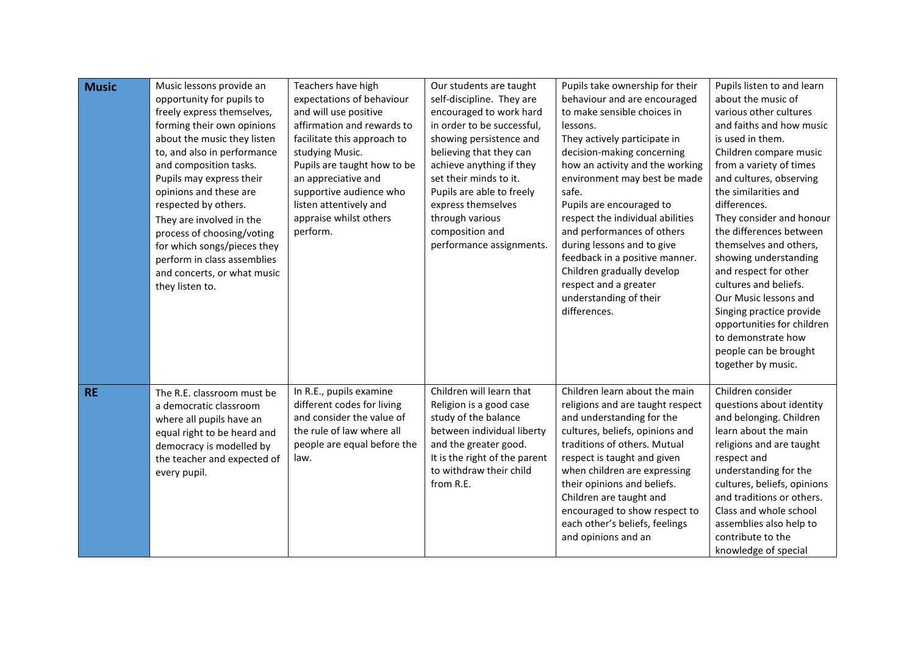| **Music** | Music lessons provide an opportunity for pupils to freely express themselves, forming their own opinions about the music they listen to, and also in performance and composition tasks. Pupils may express their opinions and these are respected by others. They are involved in the process of choosing/voting for which songs/pieces they perform in class assemblies and concerts, or what music they listen to. | Teachers have high expectations of behaviour and will use positive affirmation and rewards to facilitate this approach to studying Music. Pupils are taught how to be an appreciative and supportive audience who listen attentively and appraise whilst others perform. | Our students are taught self-discipline. They are encouraged to work hard in order to be successful, showing persistence and believing that they can achieve anything if they set their minds to it. Pupils are able to freely express themselves through various composition and performance assignments. | Pupils take ownership for their behaviour and are encouraged to make sensible choices in lessons. They actively participate in decision-making concerning how an activity and the working environment may best be made safe. Pupils are encouraged to respect the individual abilities and performances of others during lessons and to give feedback in a positive manner. Children gradually develop respect and a greater understanding of their differences. | Pupils listen to and learn about the music of various other cultures and faiths and how music is used in them. Children compare music from a variety of times and cultures, observing the similarities and differences. They consider and honour the differences between themselves and others, showing understanding and respect for other cultures and beliefs. Our Music lessons and Singing practice provide opportunities for children to demonstrate how people can be brought together by music. |
|---|---|---|---|---|---|
| **RE** | The R.E. classroom must be a democratic classroom where all pupils have an equal right to be heard and democracy is modelled by the teacher and expected of every pupil. | In R.E., pupils examine different codes for living and consider the value of the rule of law where all people are equal before the law. | Children will learn that Religion is a good case study of the balance between individual liberty and the greater good. It is the right of the parent to withdraw their child from R.E. | Children learn about the main religions and are taught respect and understanding for the cultures, beliefs, opinions and traditions of others. Mutual respect is taught and given when children are expressing their opinions and beliefs. Children are taught and encouraged to show respect to each other's beliefs, feelings and opinions and an | Children consider questions about identity and belonging. Children learn about the main religions and are taught respect and understanding for the cultures, beliefs, opinions and traditions or others. Class and whole school assemblies also help to contribute to the knowledge of special |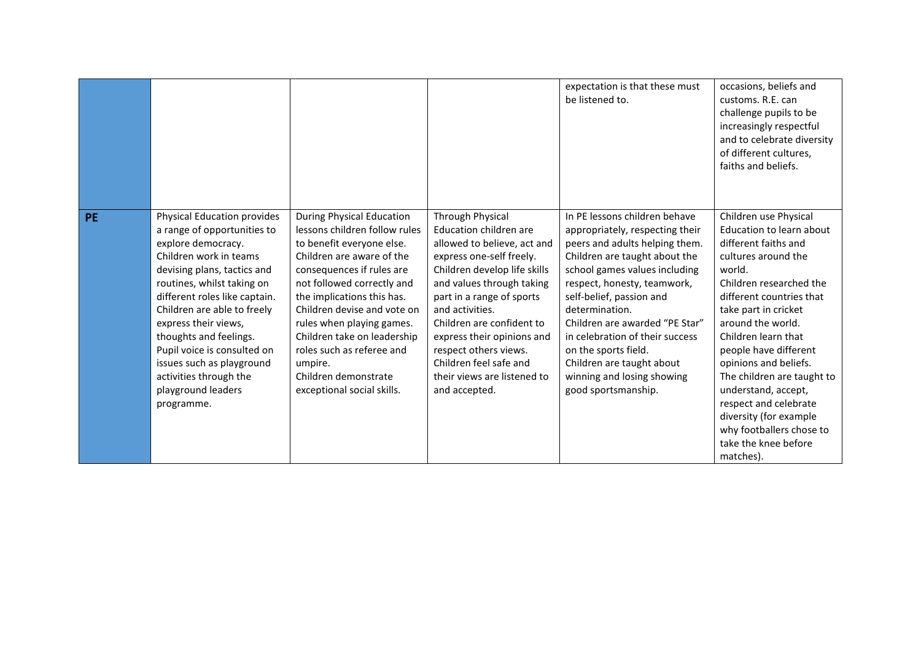| | | | | | |
|---|---|---|---|---|---|
| | | | | expectation is that these must be listened to. | occasions, beliefs and customs. R.E. can challenge pupils to be increasingly respectful and to celebrate diversity of different cultures, faiths and beliefs. |
| **PE** | Physical Education provides a range of opportunities to explore democracy. Children work in teams devising plans, tactics and routines, whilst taking on different roles like captain. Children are able to freely express their views, thoughts and feelings. Pupil voice is consulted on issues such as playground activities through the playground leaders programme. | During Physical Education lessons children follow rules to benefit everyone else. Children are aware of the consequences if rules are not followed correctly and the implications this has. Children devise and vote on rules when playing games. Children take on leadership roles such as referee and umpire. Children demonstrate exceptional social skills. | Through Physical Education children are allowed to believe, act and express one-self freely. Children develop life skills and values through taking part in a range of sports and activities. Children are confident to express their opinions and respect others views. Children feel safe and their views are listened to and accepted. | In PE lessons children behave appropriately, respecting their peers and adults helping them. Children are taught about the school games values including respect, honesty, teamwork, self-belief, passion and determination. Children are awarded "PE Star" in celebration of their success on the sports field. Children are taught about winning and losing showing good sportsmanship. | Children use Physical Education to learn about different faiths and cultures around the world. Children researched the different countries that take part in cricket around the world. Children learn that people have different opinions and beliefs. The children are taught to understand, accept, respect and celebrate diversity (for example why footballers chose to take the knee before matches). |